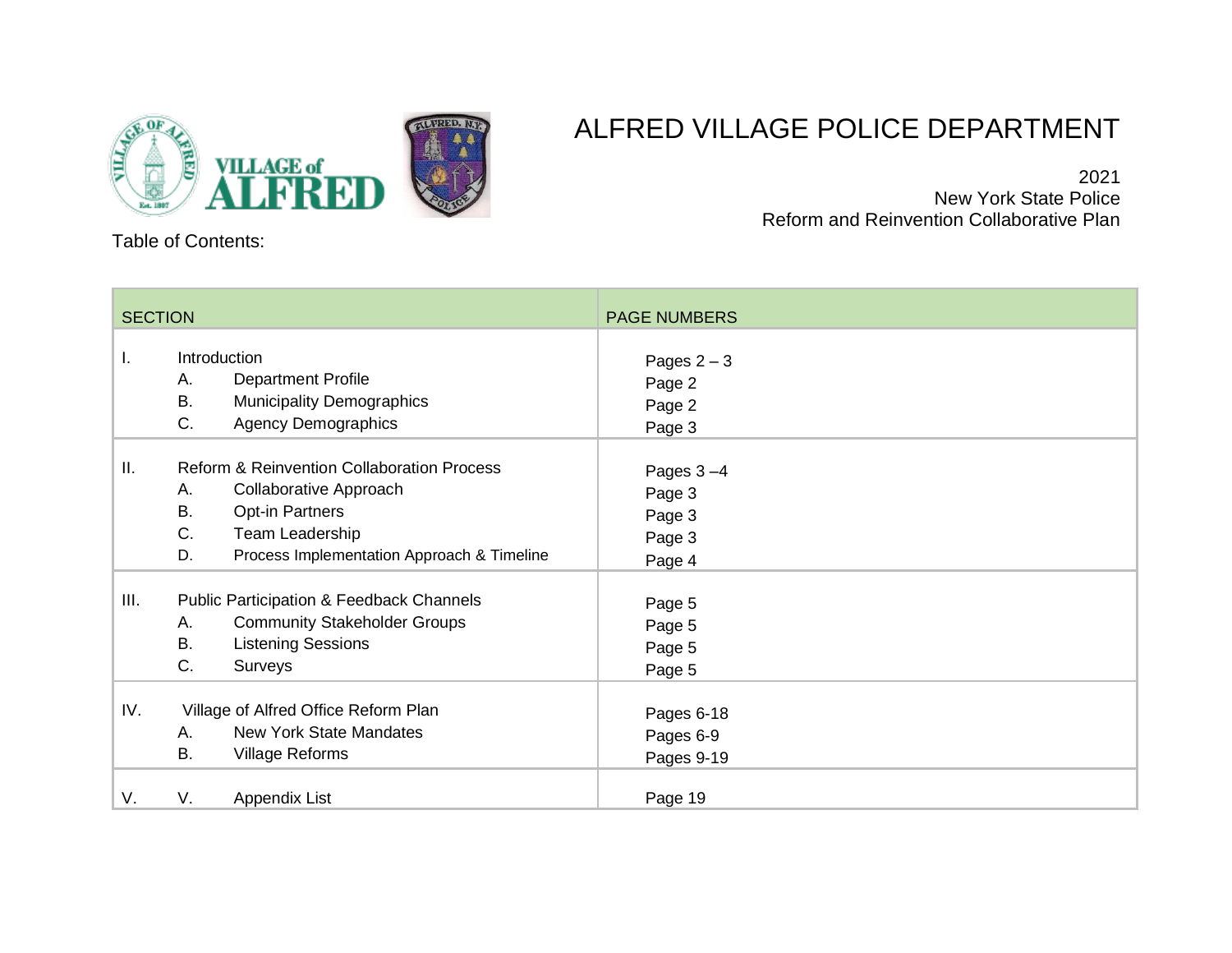# ALFRED VILLAGE POLICE DEPARTMENT

2021
New York State Police
Reform and Reinvention Collaborative Plan

Table of Contents:

| SECTION | PAGE NUMBERS |
| --- | --- |
| I. Introduction | Pages 2 – 3 |
| A. Department Profile | Page 2 |
| B. Municipality Demographics | Page 2 |
| C. Agency Demographics | Page 3 |
| II. Reform & Reinvention Collaboration Process | Pages 3 –4 |
| A. Collaborative Approach | Page 3 |
| B. Opt-in Partners | Page 3 |
| C. Team Leadership | Page 3 |
| D. Process Implementation Approach & Timeline | Page 4 |
| III. Public Participation & Feedback Channels | Page 5 |
| A. Community Stakeholder Groups | Page 5 |
| B. Listening Sessions | Page 5 |
| C. Surveys | Page 5 |
| IV. Village of Alfred Office Reform Plan | Pages 6-18 |
| A. New York State Mandates | Pages 6-9 |
| B. Village Reforms | Pages 9-19 |
| V. V. Appendix List | Page 19 |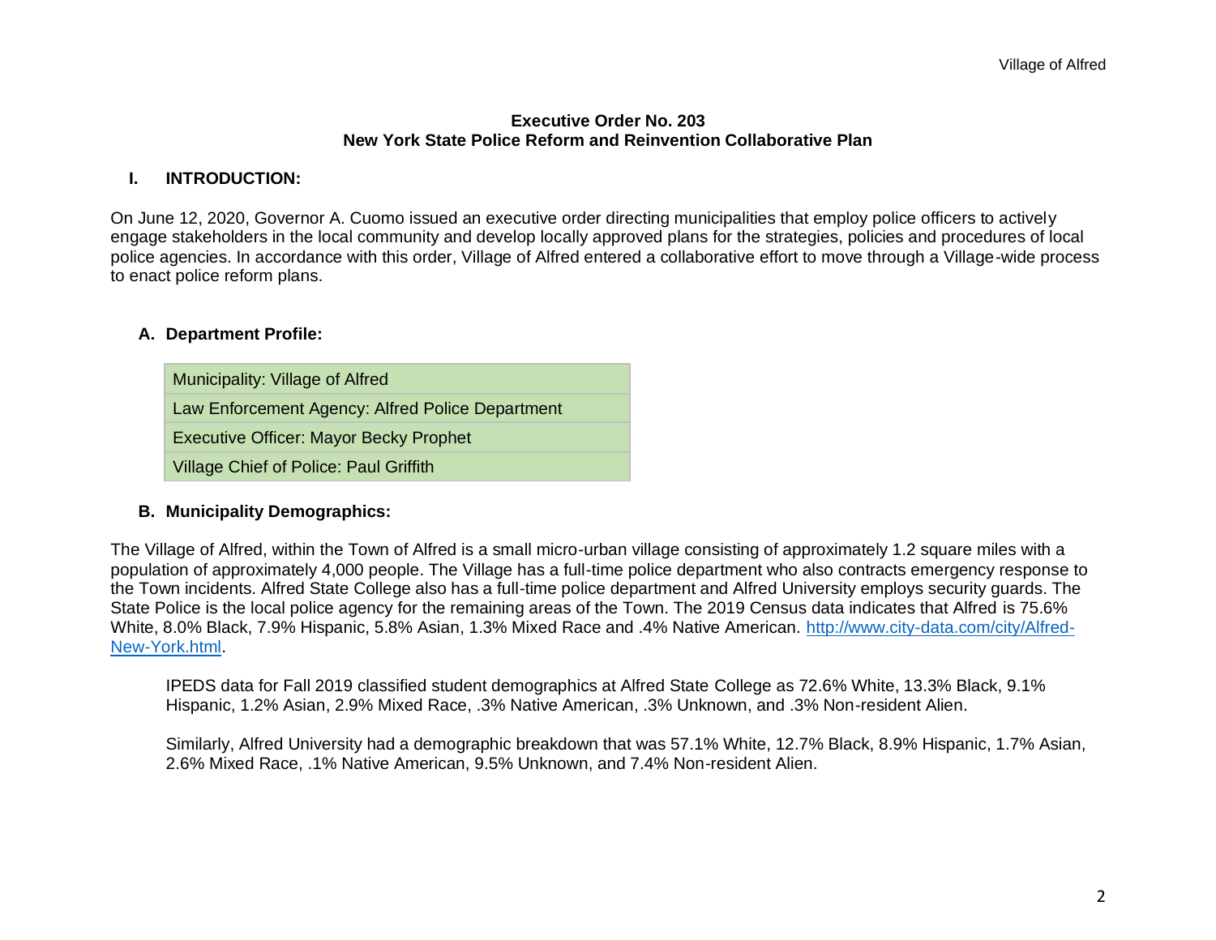# Executive Order No. 203
## New York State Police Reform and Reinvention Collaborative Plan

## I. INTRODUCTION:

On June 12, 2020, Governor A. Cuomo issued an executive order directing municipalities that employ police officers to actively engage stakeholders in the local community and develop locally approved plans for the strategies, policies and procedures of local police agencies. In accordance with this order, Village of Alfred entered a collaborative effort to move through a Village-wide process to enact police reform plans.

### A. Department Profile:

| Municipality: Village of Alfred |
|---|
| Law Enforcement Agency: Alfred Police Department |
| Executive Officer: Mayor Becky Prophet |
| Village Chief of Police: Paul Griffith |

### B. Municipality Demographics:

The Village of Alfred, within the Town of Alfred is a small micro-urban village consisting of approximately 1.2 square miles with a population of approximately 4,000 people. The Village has a full-time police department who also contracts emergency response to the Town incidents. Alfred State College also has a full-time police department and Alfred University employs security guards. The State Police is the local police agency for the remaining areas of the Town. The 2019 Census data indicates that Alfred is 75.6% White, 8.0% Black, 7.9% Hispanic, 5.8% Asian, 1.3% Mixed Race and .4% Native American. [http://www.city-data.com/city/Alfred-New-York.html](http://www.city-data.com/city/Alfred-New-York.html).

IPEDS data for Fall 2019 classified student demographics at Alfred State College as 72.6% White, 13.3% Black, 9.1% Hispanic, 1.2% Asian, 2.9% Mixed Race, .3% Native American, .3% Unknown, and .3% Non-resident Alien.

Similarly, Alfred University had a demographic breakdown that was 57.1% White, 12.7% Black, 8.9% Hispanic, 1.7% Asian, 2.6% Mixed Race, .1% Native American, 9.5% Unknown, and 7.4% Non-resident Alien.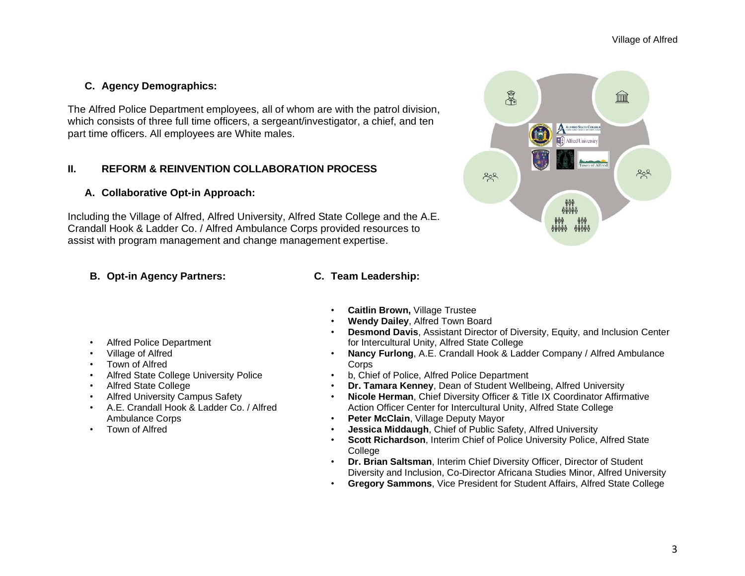### C. Agency Demographics:

The Alfred Police Department employees, all of whom are with the patrol division, which consists of three full time officers, a sergeant/investigator, a chief, and ten part time officers. All employees are White males.

## II. REFORM & REINVENTION COLLABORATION PROCESS

### A. Collaborative Opt-in Approach:

Including the Village of Alfred, Alfred University, Alfred State College and the A.E. Crandall Hook & Ladder Co. / Alfred Ambulance Corps provided resources to assist with program management and change management expertise.

### B. Opt-in Agency Partners:

- Alfred Police Department
- Village of Alfred
- Town of Alfred
- Alfred State College University Police
- Alfred State College
- Alfred University Campus Safety
- A.E. Crandall Hook & Ladder Co. / Alfred Ambulance Corps
- Town of Alfred

### C. Team Leadership:

- **Caitlin Brown,** Village Trustee
- **Wendy Dailey**, Alfred Town Board
- **Desmond Davis**, Assistant Director of Diversity, Equity, and Inclusion Center for Intercultural Unity, Alfred State College
- **Nancy Furlong**, A.E. Crandall Hook & Ladder Company / Alfred Ambulance Corps
- b, Chief of Police, Alfred Police Department
- **Dr. Tamara Kenney**, Dean of Student Wellbeing, Alfred University
- **Nicole Herman**, Chief Diversity Officer & Title IX Coordinator Affirmative Action Officer Center for Intercultural Unity, Alfred State College
- **Peter McClain**, Village Deputy Mayor
- **Jessica Middaugh**, Chief of Public Safety, Alfred University
- **Scott Richardson**, Interim Chief of Police University Police, Alfred State College
- **Dr. Brian Saltsman**, Interim Chief Diversity Officer, Director of Student Diversity and Inclusion, Co-Director Africana Studies Minor, Alfred University
- **Gregory Sammons**, Vice President for Student Affairs, Alfred State College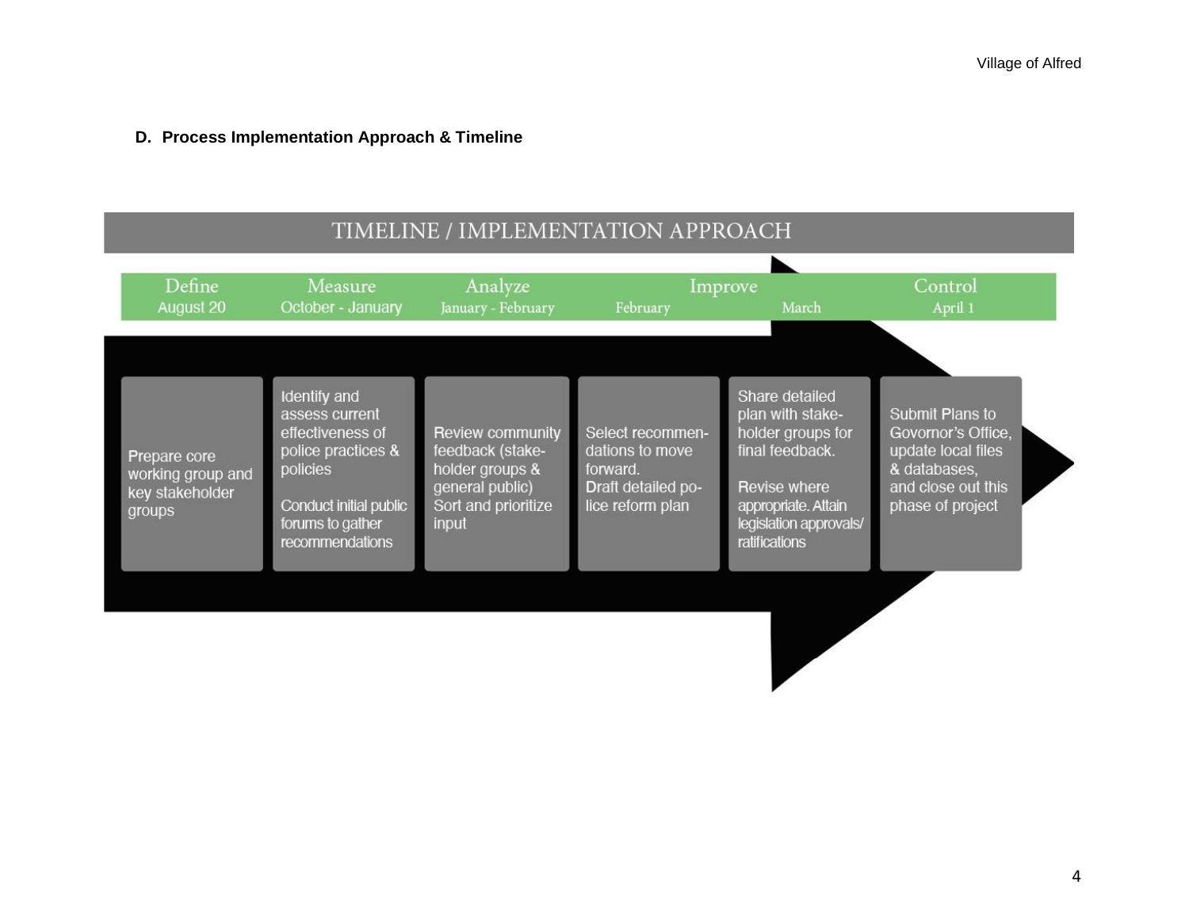**D. Process Implementation Approach & Timeline**

## TIMELINE / IMPLEMENTATION APPROACH

| Define | Measure | Analyze | Improve | | Control |
|---|---|---|---|---|---|
| August 20 | October - January | January - February | February | March | April 1 |
| Prepare core working group and key stakeholder groups | Identify and assess current effectiveness of police practices & policies<br><br>Conduct initial public forums to gather recommendations | Review community feedback (stake-holder groups & general public)<br>Sort and prioritize input | Select recommen-dations to move forward.<br>Draft detailed po-lice reform plan | Share detailed plan with stake-holder groups for final feedback.<br><br>Revise where appropriate. Attain legislation approvals/ ratifications | Submit Plans to Govornor's Office, update local files & databases, and close out this phase of project |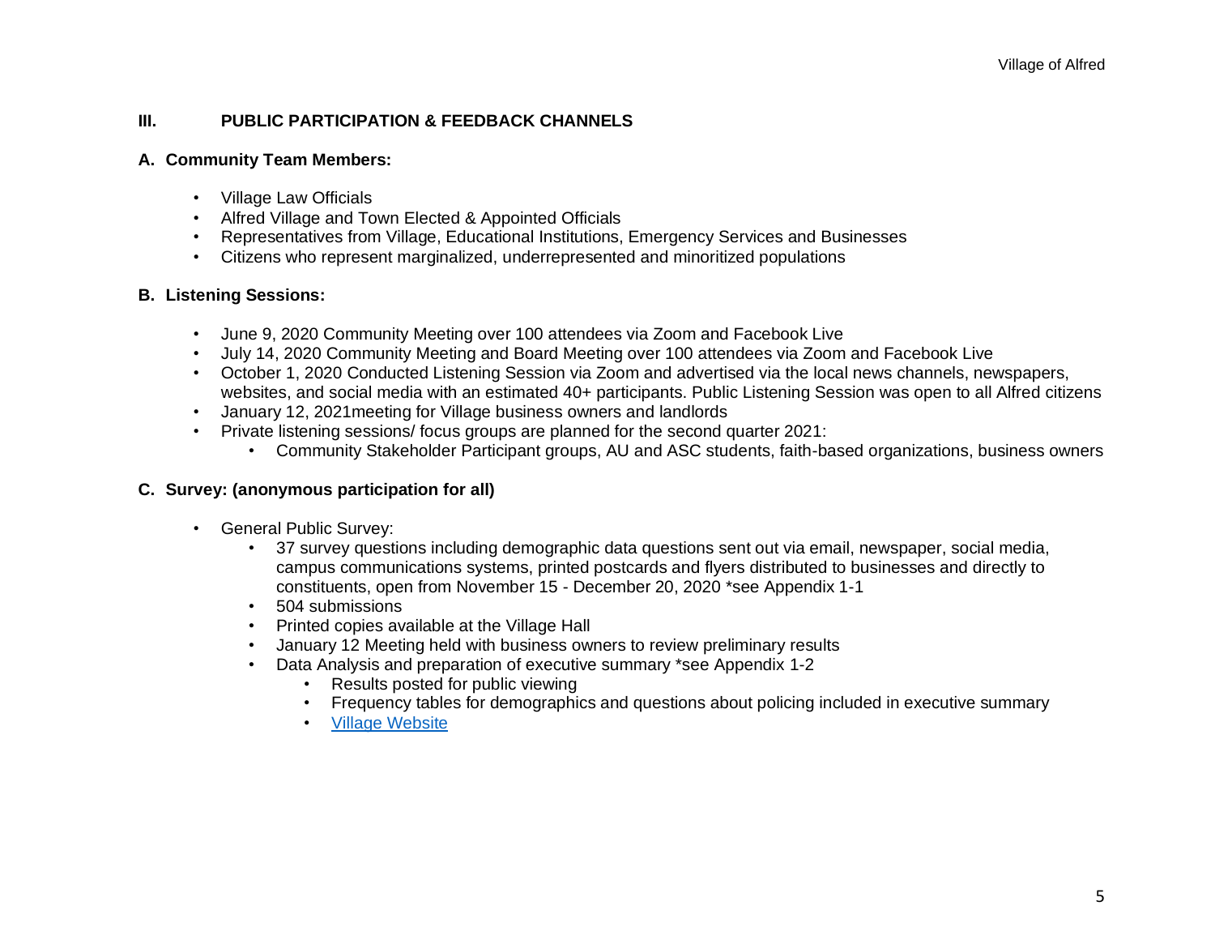## III. PUBLIC PARTICIPATION & FEEDBACK CHANNELS

### A. Community Team Members:

- Village Law Officials
- Alfred Village and Town Elected & Appointed Officials
- Representatives from Village, Educational Institutions, Emergency Services and Businesses
- Citizens who represent marginalized, underrepresented and minoritized populations

### B. Listening Sessions:

- June 9, 2020 Community Meeting over 100 attendees via Zoom and Facebook Live
- July 14, 2020 Community Meeting and Board Meeting over 100 attendees via Zoom and Facebook Live
- October 1, 2020 Conducted Listening Session via Zoom and advertised via the local news channels, newspapers, websites, and social media with an estimated 40+ participants. Public Listening Session was open to all Alfred citizens
- January 12, 2021meeting for Village business owners and landlords
- Private listening sessions/ focus groups are planned for the second quarter 2021:
  - Community Stakeholder Participant groups, AU and ASC students, faith-based organizations, business owners

### C. Survey: (anonymous participation for all)

- General Public Survey:
  - 37 survey questions including demographic data questions sent out via email, newspaper, social media, campus communications systems, printed postcards and flyers distributed to businesses and directly to constituents, open from November 15 - December 20, 2020 *see Appendix 1-1
  - 504 submissions
  - Printed copies available at the Village Hall
  - January 12 Meeting held with business owners to review preliminary results
  - Data Analysis and preparation of executive summary *see Appendix 1-2
    - Results posted for public viewing
    - Frequency tables for demographics and questions about policing included in executive summary
    - Village Website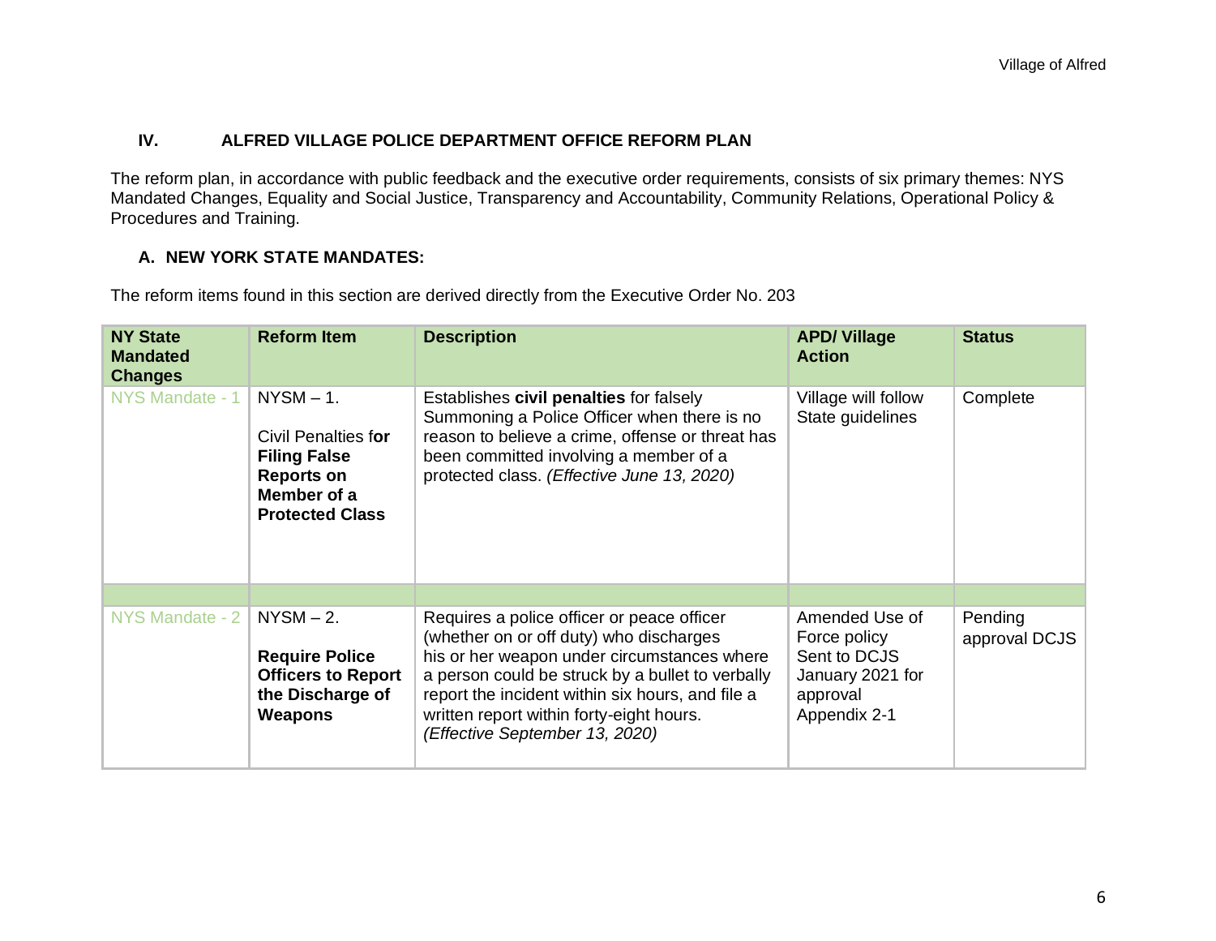## IV. ALFRED VILLAGE POLICE DEPARTMENT OFFICE REFORM PLAN

The reform plan, in accordance with public feedback and the executive order requirements, consists of six primary themes: NYS Mandated Changes, Equality and Social Justice, Transparency and Accountability, Community Relations, Operational Policy & Procedures and Training.

### A. NEW YORK STATE MANDATES:

The reform items found in this section are derived directly from the Executive Order No. 203

| NY State Mandated Changes | Reform Item | Description | APD/ Village Action | Status |
|---|---|---|---|---|
| NYS Mandate - 1 | NYSM – 1. Civil Penalties f**or Filing False Reports on Member of a Protected Class** | Establishes **civil penalties** for falsely Summoning a Police Officer when there is no reason to believe a crime, offense or threat has been committed involving a member of a protected class. *(Effective June 13, 2020)* | Village will follow State guidelines | Complete |
| | | | | |
| NYS Mandate - 2 | NYSM – 2. **Require Police Officers to Report the Discharge of Weapons** | Requires a police officer or peace officer (whether on or off duty) who discharges his or her weapon under circumstances where a person could be struck by a bullet to verbally report the incident within six hours, and file a written report within forty-eight hours. *(Effective September 13, 2020)* | Amended Use of Force policy Sent to DCJS January 2021 for approval Appendix 2-1 | Pending approval DCJS |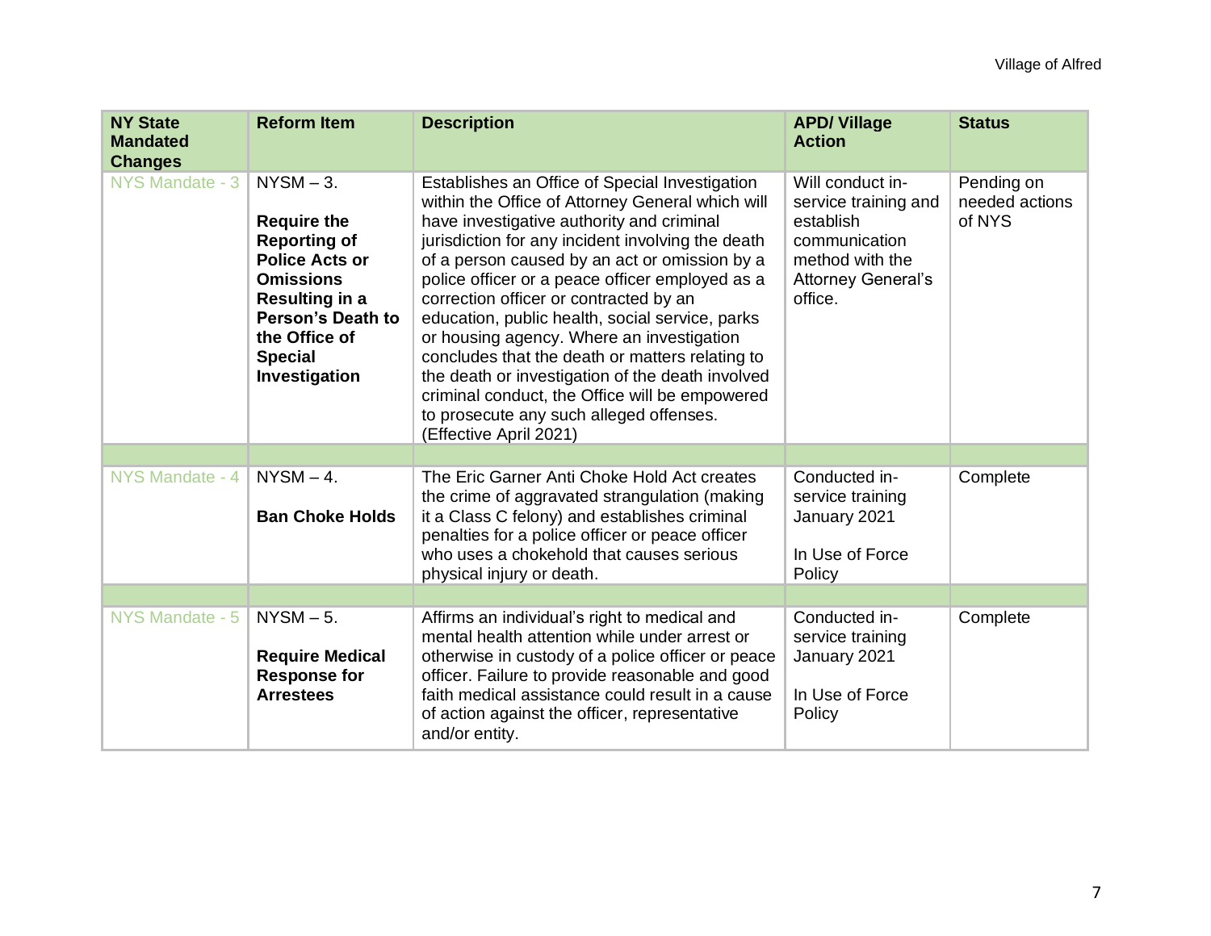| NY State Mandated Changes | Reform Item | Description | APD/ Village Action | Status |
|---|---|---|---|---|
| NYS Mandate - 3 | NYSM – 3.<br><br>**Require the Reporting of Police Acts or Omissions Resulting in a Person's Death to the Office of Special Investigation** | Establishes an Office of Special Investigation within the Office of Attorney General which will have investigative authority and criminal jurisdiction for any incident involving the death of a person caused by an act or omission by a police officer or a peace officer employed as a correction officer or contracted by an education, public health, social service, parks or housing agency. Where an investigation concludes that the death or matters relating to the death or investigation of the death involved criminal conduct, the Office will be empowered to prosecute any such alleged offenses. (Effective April 2021) | Will conduct in-service training and establish communication method with the Attorney General's office. | Pending on needed actions of NYS |
| | | | | |
| NYS Mandate - 4 | NYSM – 4.<br><br>**Ban Choke Holds** | The Eric Garner Anti Choke Hold Act creates the crime of aggravated strangulation (making it a Class C felony) and establishes criminal penalties for a police officer or peace officer who uses a chokehold that causes serious physical injury or death. | Conducted in-service training January 2021<br><br>In Use of Force Policy | Complete |
| | | | | |
| NYS Mandate - 5 | NYSM – 5.<br><br>**Require Medical Response for Arrestees** | Affirms an individual's right to medical and mental health attention while under arrest or otherwise in custody of a police officer or peace officer. Failure to provide reasonable and good faith medical assistance could result in a cause of action against the officer, representative and/or entity. | Conducted in-service training January 2021<br><br>In Use of Force Policy | Complete |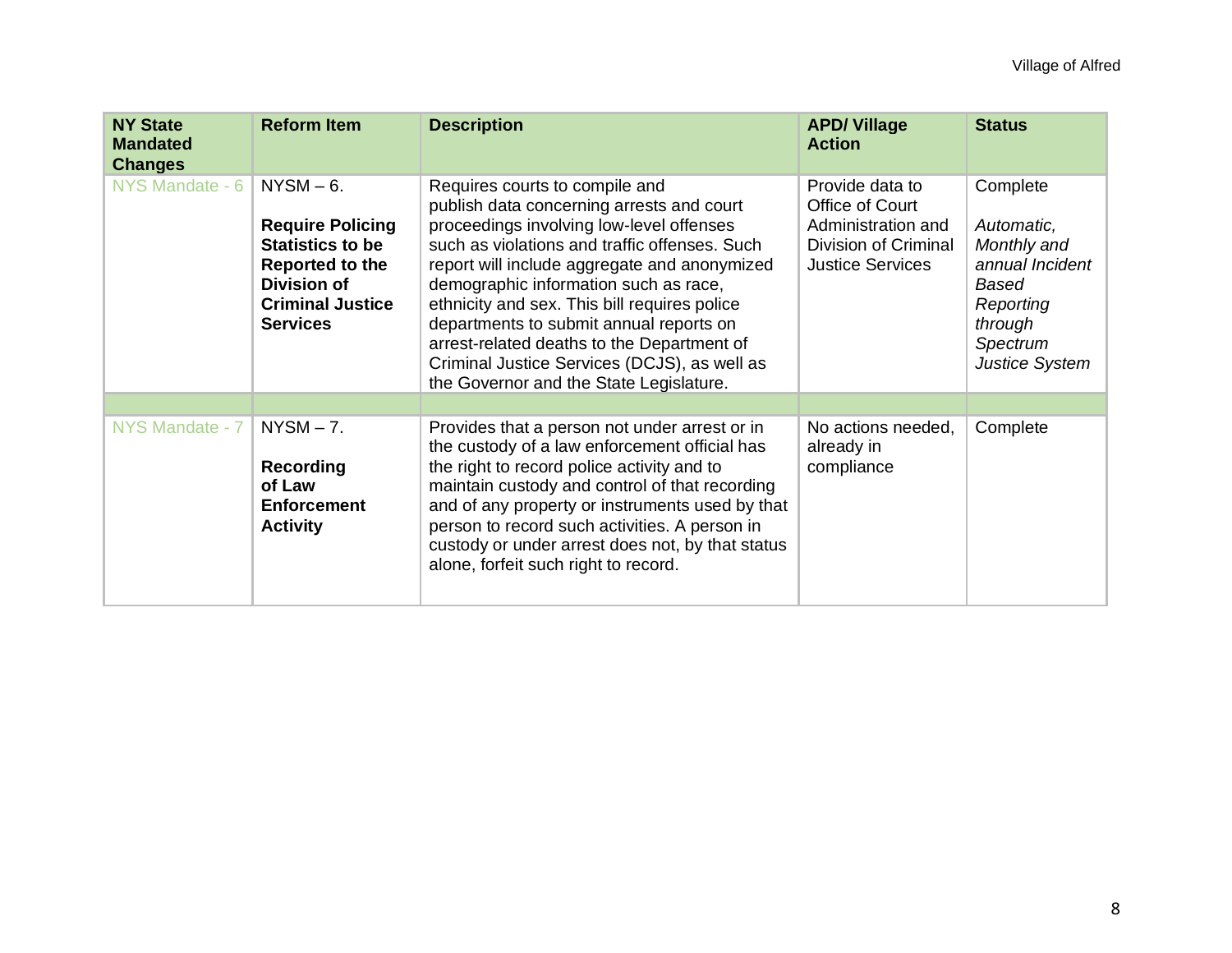| NY State Mandated Changes | Reform Item | Description | APD/ Village Action | Status |
|---|---|---|---|---|
| NYS Mandate - 6 | NYSM – 6. **Require Policing Statistics to be Reported to the Division of Criminal Justice Services** | Requires courts to compile and publish data concerning arrests and court proceedings involving low-level offenses such as violations and traffic offenses. Such report will include aggregate and anonymized demographic information such as race, ethnicity and sex. This bill requires police departments to submit annual reports on arrest-related deaths to the Department of Criminal Justice Services (DCJS), as well as the Governor and the State Legislature. | Provide data to Office of Court Administration and Division of Criminal Justice Services | Complete *Automatic, Monthly and annual Incident Based Reporting through Spectrum Justice System* |
| | | | | |
| NYS Mandate - 7 | NYSM – 7. **Recording of Law Enforcement Activity** | Provides that a person not under arrest or in the custody of a law enforcement official has the right to record police activity and to maintain custody and control of that recording and of any property or instruments used by that person to record such activities. A person in custody or under arrest does not, by that status alone, forfeit such right to record. | No actions needed, already in compliance | Complete |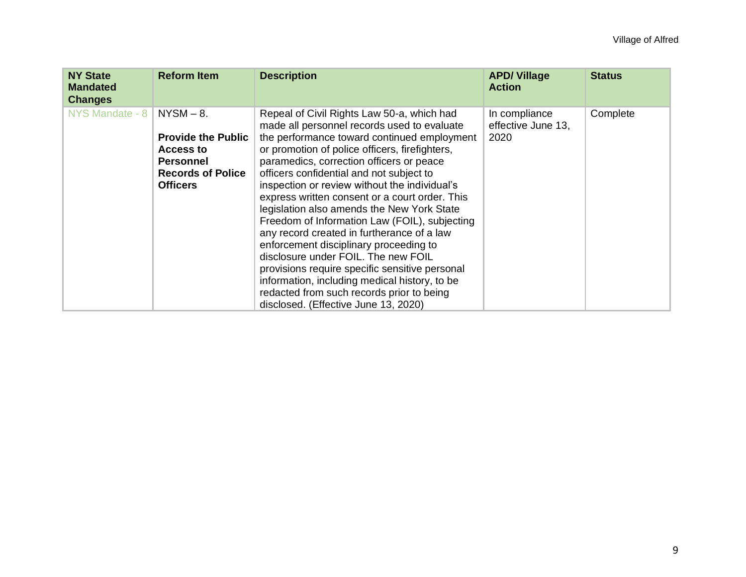| NY State Mandated Changes | Reform Item | Description | APD/ Village Action | Status |
|---|---|---|---|---|
| NYS Mandate - 8 | NYSM – 8.<br><br>**Provide the Public Access to Personnel Records of Police Officers** | Repeal of Civil Rights Law 50-a, which had made all personnel records used to evaluate the performance toward continued employment or promotion of police officers, firefighters, paramedics, correction officers or peace officers confidential and not subject to inspection or review without the individual's express written consent or a court order. This legislation also amends the New York State Freedom of Information Law (FOIL), subjecting any record created in furtherance of a law enforcement disciplinary proceeding to disclosure under FOIL. The new FOIL provisions require specific sensitive personal information, including medical history, to be redacted from such records prior to being disclosed. (Effective June 13, 2020) | In compliance effective June 13, 2020 | Complete |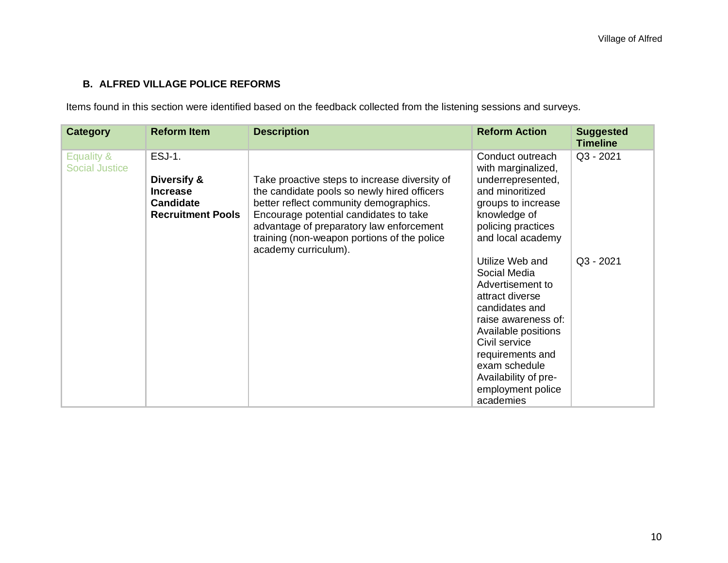## B. ALFRED VILLAGE POLICE REFORMS

Items found in this section were identified based on the feedback collected from the listening sessions and surveys.

| Category | Reform Item | Description | Reform Action | Suggested Timeline |
|---|---|---|---|---|
| Equality & Social Justice | ESJ-1. **Diversify & Increase Candidate Recruitment Pools** | Take proactive steps to increase diversity of the candidate pools so newly hired officers better reflect community demographics. Encourage potential candidates to take advantage of preparatory law enforcement training (non-weapon portions of the police academy curriculum). | Conduct outreach with marginalized, underrepresented, and minoritized groups to increase knowledge of policing practices and local academy | Q3 - 2021 |
| | | | Utilize Web and Social Media Advertisement to attract diverse candidates and raise awareness of: Available positions Civil service requirements and exam schedule Availability of pre-employment police academies | Q3 - 2021 |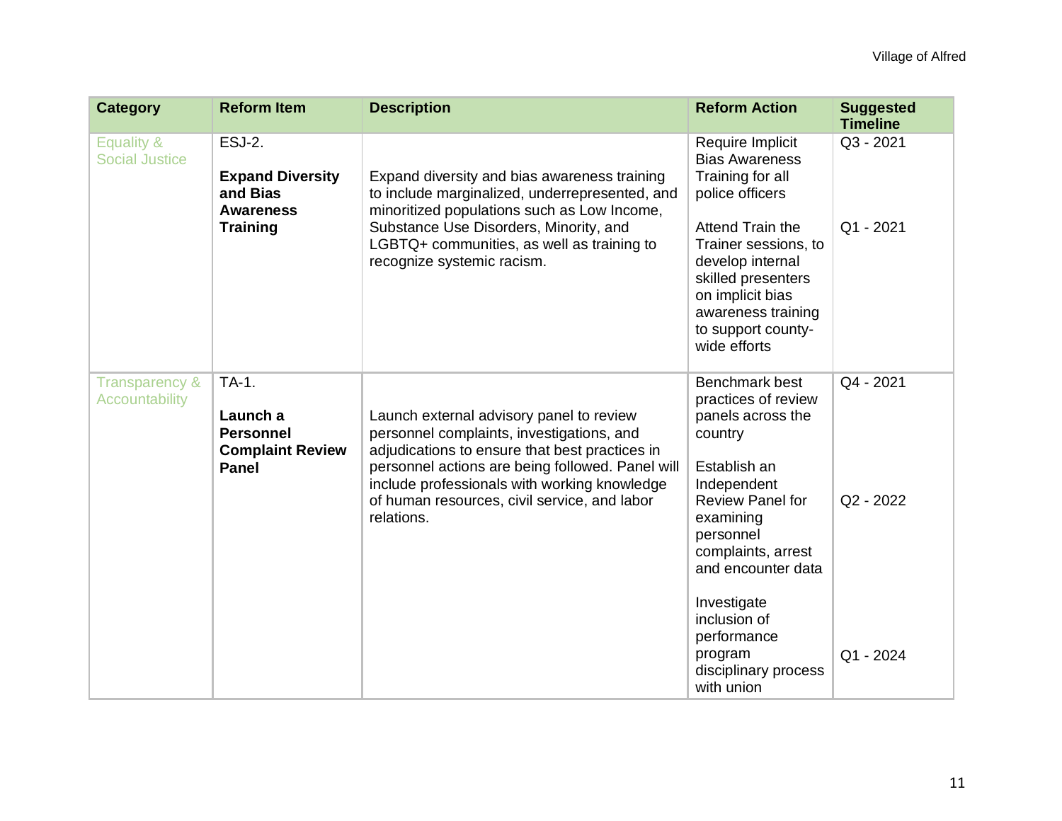| Category | Reform Item | Description | Reform Action | Suggested Timeline |
|---|---|---|---|---|
| Equality & Social Justice | ESJ-2.<br><br>**Expand Diversity and Bias Awareness Training** | Expand diversity and bias awareness training to include marginalized, underrepresented, and minoritized populations such as Low Income, Substance Use Disorders, Minority, and LGBTQ+ communities, as well as training to recognize systemic racism. | Require Implicit Bias Awareness Training for all police officers<br><br>Attend Train the Trainer sessions, to develop internal skilled presenters on implicit bias awareness training to support county-wide efforts | Q3 - 2021<br><br>Q1 - 2021 |
| Transparency & Accountability | TA-1.<br><br>**Launch a Personnel Complaint Review Panel** | Launch external advisory panel to review personnel complaints, investigations, and adjudications to ensure that best practices in personnel actions are being followed. Panel will include professionals with working knowledge of human resources, civil service, and labor relations. | Benchmark best practices of review panels across the country<br><br>Establish an Independent Review Panel for examining personnel complaints, arrest and encounter data<br><br>Investigate inclusion of performance program disciplinary process with union | Q4 - 2021<br><br>Q2 - 2022<br><br>Q1 - 2024 |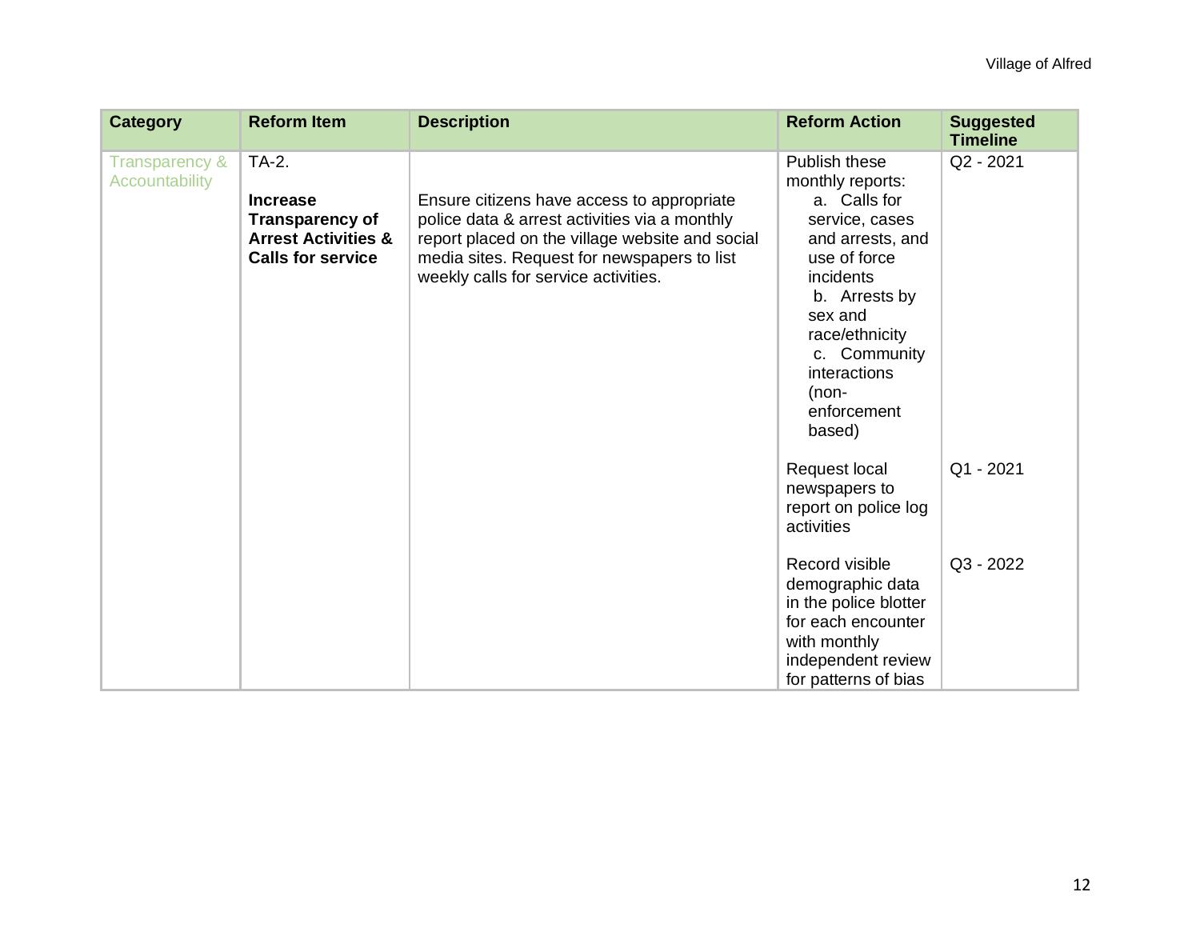| Category | Reform Item | Description | Reform Action | Suggested Timeline |
|---|---|---|---|---|
| Transparency & Accountability | TA-2.<br><br>**Increase Transparency of Arrest Activities & Calls for service** | Ensure citizens have access to appropriate police data & arrest activities via a monthly report placed on the village website and social media sites. Request for newspapers to list weekly calls for service activities. | Publish these monthly reports:<br>a. Calls for service, cases and arrests, and use of force incidents<br>b. Arrests by sex and race/ethnicity<br>c. Community interactions (non-enforcement based) | Q2 - 2021 |
| | | | Request local newspapers to report on police log activities | Q1 - 2021 |
| | | | Record visible demographic data in the police blotter for each encounter with monthly independent review for patterns of bias | Q3 - 2022 |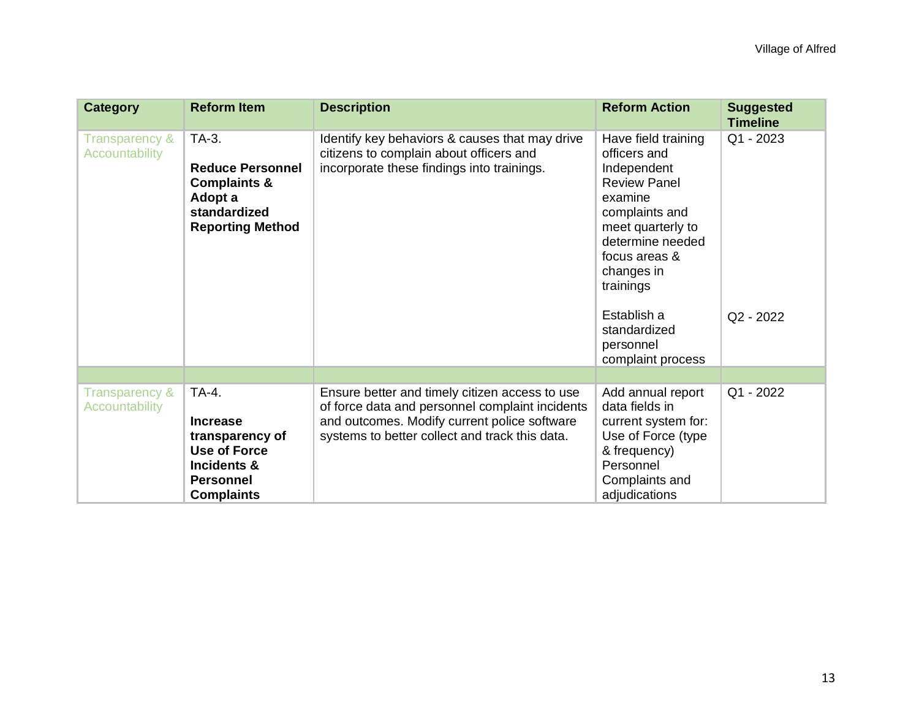| Category | Reform Item | Description | Reform Action | Suggested Timeline |
|---|---|---|---|---|
| Transparency & Accountability | TA-3. **Reduce Personnel Complaints & Adopt a standardized Reporting Method** | Identify key behaviors & causes that may drive citizens to complain about officers and incorporate these findings into trainings. | Have field training officers and Independent Review Panel examine complaints and meet quarterly to determine needed focus areas & changes in trainings | Q1 - 2023 |
| | | | Establish a standardized personnel complaint process | Q2 - 2022 |
| | | | | |
| Transparency & Accountability | TA-4. **Increase transparency of Use of Force Incidents & Personnel Complaints** | Ensure better and timely citizen access to use of force data and personnel complaint incidents and outcomes. Modify current police software systems to better collect and track this data. | Add annual report data fields in current system for: Use of Force (type & frequency) Personnel Complaints and adjudications | Q1 - 2022 |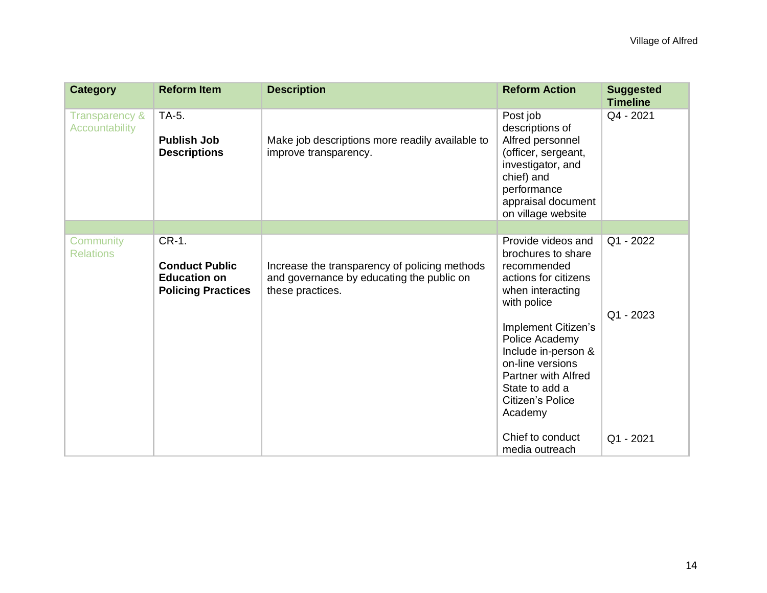| Category | Reform Item | Description | Reform Action | Suggested Timeline |
|---|---|---|---|---|
| Transparency & Accountability | TA-5.<br><br>**Publish Job Descriptions** | Make job descriptions more readily available to improve transparency. | Post job descriptions of Alfred personnel (officer, sergeant, investigator, and chief) and performance appraisal document on village website | Q4 - 2021 |
| | | | | |
| Community Relations | CR-1.<br><br>**Conduct Public Education on Policing Practices** | Increase the transparency of policing methods and governance by educating the public on these practices. | Provide videos and brochures to share recommended actions for citizens when interacting with police<br><br>Implement Citizen's Police Academy Include in-person & on-line versions Partner with Alfred State to add a Citizen's Police Academy<br><br>Chief to conduct media outreach | Q1 - 2022<br><br>Q1 - 2023<br><br>Q1 - 2021 |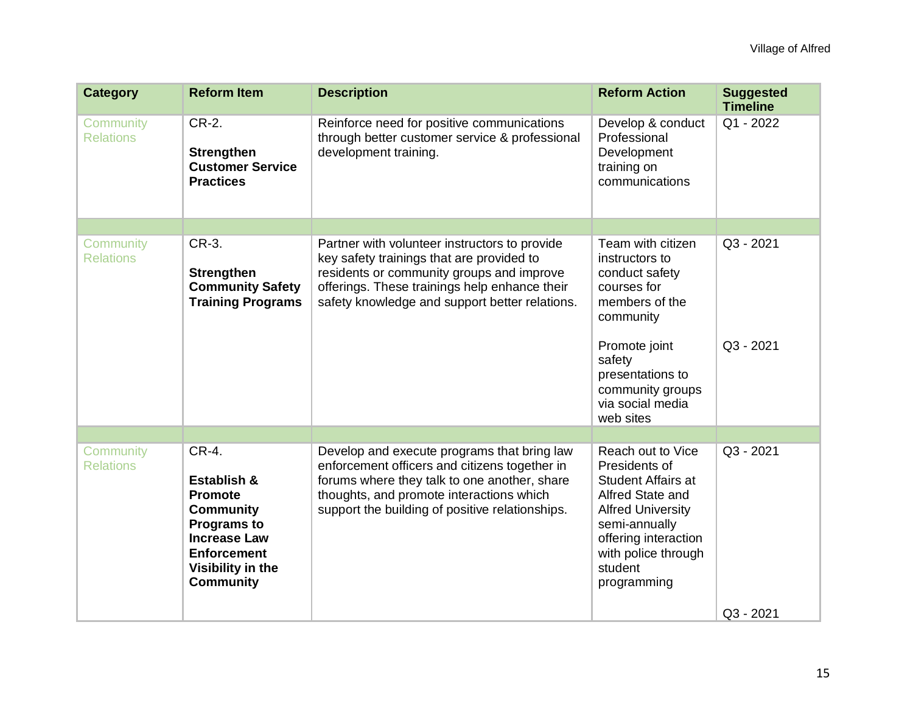| Category | Reform Item | Description | Reform Action | Suggested Timeline |
|---|---|---|---|---|
| Community Relations | CR-2. **Strengthen Customer Service Practices** | Reinforce need for positive communications through better customer service & professional development training. | Develop & conduct Professional Development training on communications | Q1 - 2022 |
| | | | | |
| Community Relations | CR-3. **Strengthen Community Safety Training Programs** | Partner with volunteer instructors to provide key safety trainings that are provided to residents or community groups and improve offerings. These trainings help enhance their safety knowledge and support better relations. | Team with citizen instructors to conduct safety courses for members of the community | Q3 - 2021 |
| | | | Promote joint safety presentations to community groups via social media web sites | Q3 - 2021 |
| | | | | |
| Community Relations | CR-4. **Establish & Promote Community Programs to Increase Law Enforcement Visibility in the Community** | Develop and execute programs that bring law enforcement officers and citizens together in forums where they talk to one another, share thoughts, and promote interactions which support the building of positive relationships. | Reach out to Vice Presidents of Student Affairs at Alfred State and Alfred University semi-annually offering interaction with police through student programming | Q3 - 2021 |
| | | | | Q3 - 2021 |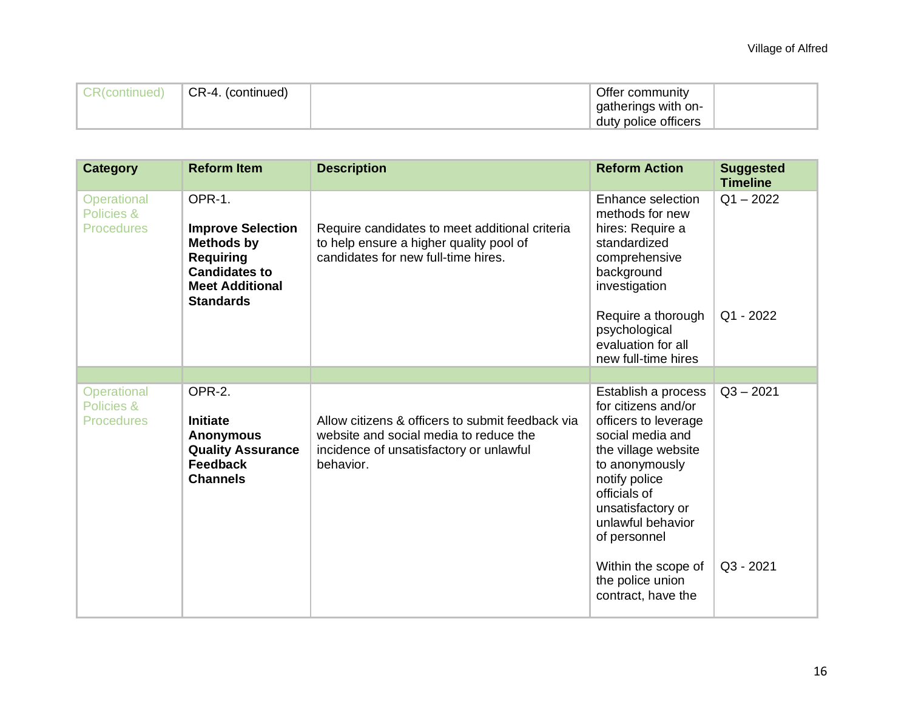| CR(continued) | CR-4. (continued) | | Offer community gatherings with on-duty police officers | |
|---|---|---|---|---|

| Category | Reform Item | Description | Reform Action | Suggested Timeline |
|---|---|---|---|---|
| Operational Policies & Procedures | OPR-1. **Improve Selection Methods by Requiring Candidates to Meet Additional Standards** | Require candidates to meet additional criteria to help ensure a higher quality pool of candidates for new full-time hires. | Enhance selection methods for new hires: Require a standardized comprehensive background investigation | Q1 – 2022 |
| | | | Require a thorough psychological evaluation for all new full-time hires | Q1 - 2022 |
| | | | | |
| Operational Policies & Procedures | OPR-2. **Initiate Anonymous Quality Assurance Feedback Channels** | Allow citizens & officers to submit feedback via website and social media to reduce the incidence of unsatisfactory or unlawful behavior. | Establish a process for citizens and/or officers to leverage social media and the village website to anonymously notify police officials of unsatisfactory or unlawful behavior of personnel | Q3 – 2021 |
| | | | Within the scope of the police union contract, have the | Q3 - 2021 |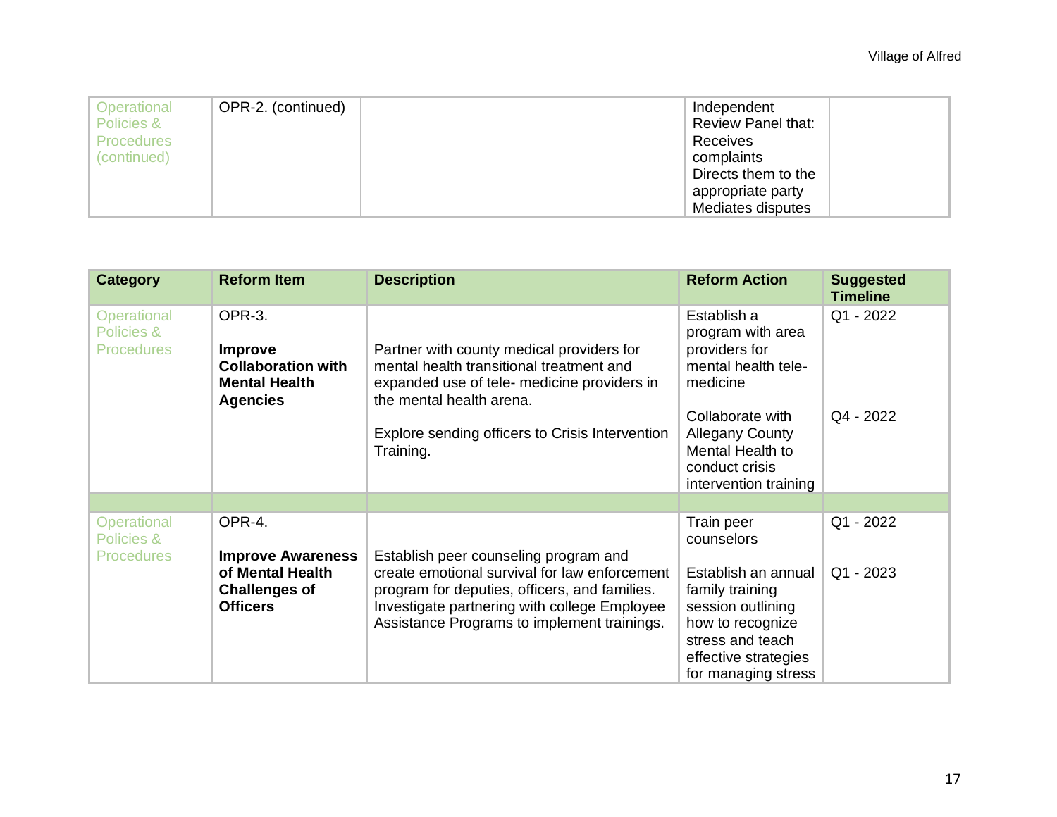| Operational Policies & Procedures (continued) | OPR-2. (continued) | | Independent Review Panel that: Receives complaints Directs them to the appropriate party Mediates disputes | |
|---|---|---|---|---|

| Category | Reform Item | Description | Reform Action | Suggested Timeline |
|---|---|---|---|---|
| Operational Policies & Procedures | OPR-3. **Improve Collaboration with Mental Health Agencies** | Partner with county medical providers for mental health transitional treatment and expanded use of tele- medicine providers in the mental health arena. Explore sending officers to Crisis Intervention Training. | Establish a program with area providers for mental health tele-medicine | Q1 - 2022 |
| | | | Collaborate with Allegany County Mental Health to conduct crisis intervention training | Q4 - 2022 |
| | | | | |
| Operational Policies & Procedures | OPR-4. **Improve Awareness of Mental Health Challenges of Officers** | Establish peer counseling program and create emotional survival for law enforcement program for deputies, officers, and families. Investigate partnering with college Employee Assistance Programs to implement trainings. | Train peer counselors | Q1 - 2022 |
| | | | Establish an annual family training session outlining how to recognize stress and teach effective strategies for managing stress | Q1 - 2023 |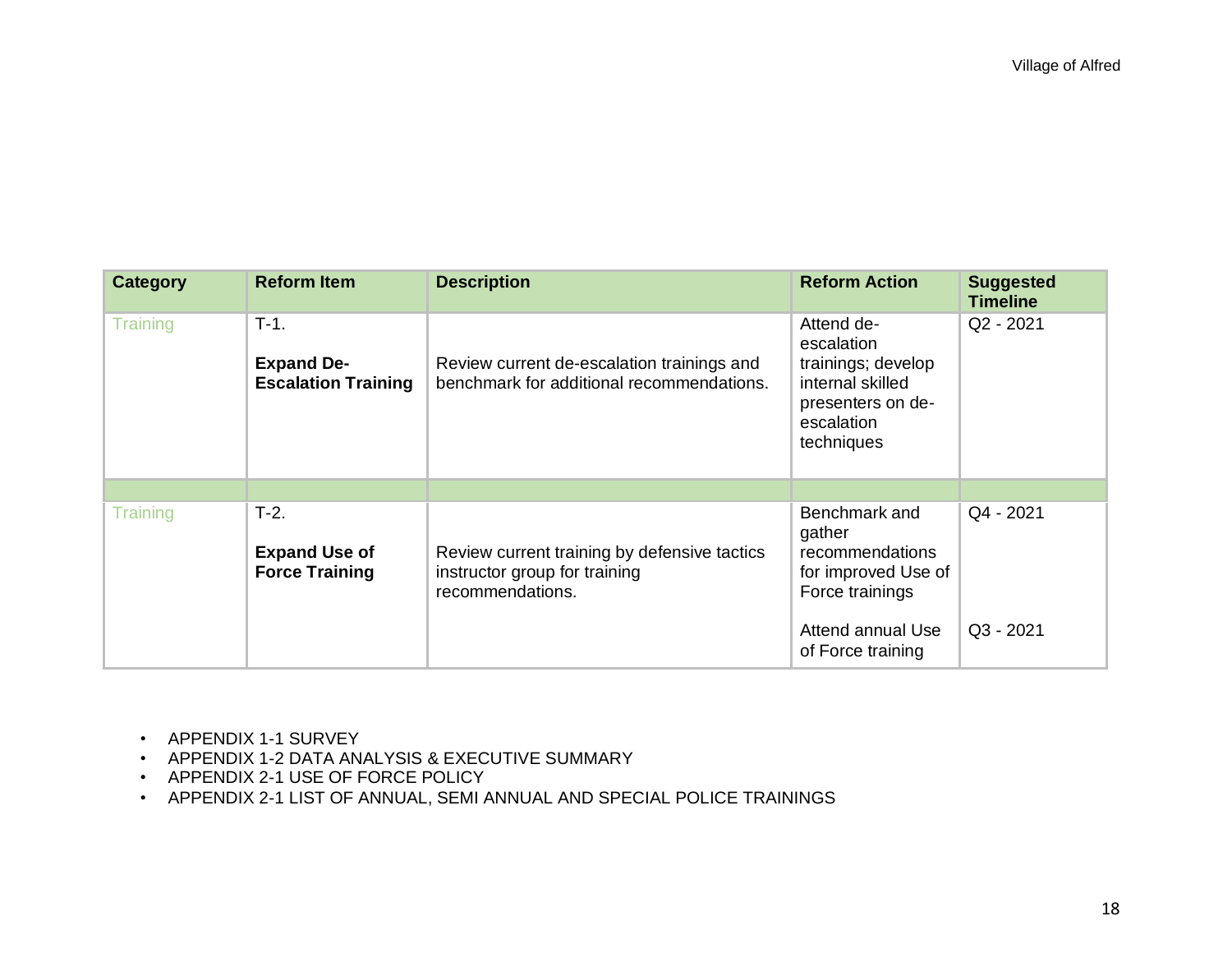| Category | Reform Item | Description | Reform Action | Suggested Timeline |
|---|---|---|---|---|
| Training | T-1. **Expand De-Escalation Training** | Review current de-escalation trainings and benchmark for additional recommendations. | Attend de-escalation trainings; develop internal skilled presenters on de-escalation techniques | Q2 - 2021 |
| | | | | |
| Training | T-2. **Expand Use of Force Training** | Review current training by defensive tactics instructor group for training recommendations. | Benchmark and gather recommendations for improved Use of Force trainings | Q4 - 2021 |
| | | | Attend annual Use of Force training | Q3 - 2021 |

- APPENDIX 1-1 SURVEY
- APPENDIX 1-2 DATA ANALYSIS & EXECUTIVE SUMMARY
- APPENDIX 2-1 USE OF FORCE POLICY
- APPENDIX 2-1 LIST OF ANNUAL, SEMI ANNUAL AND SPECIAL POLICE TRAININGS